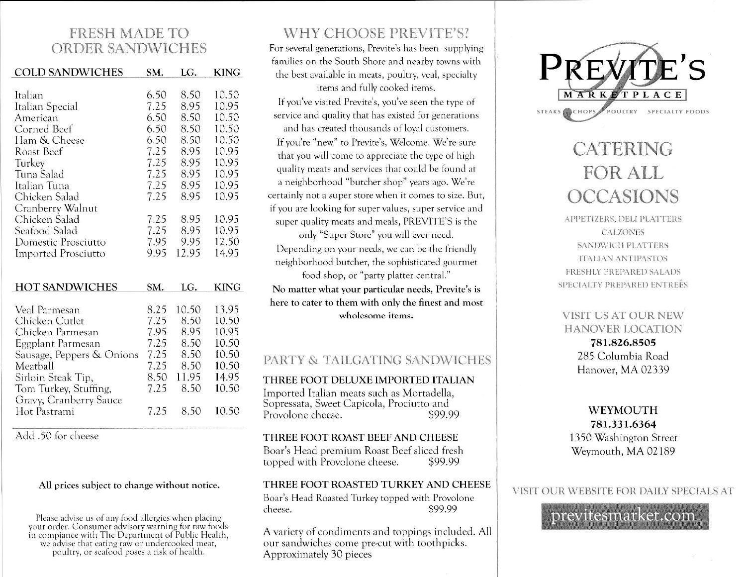## FRESH MADE TO ORDER SANDWICHES

| COLD SANDWICHES | SM. | LG. | KING |
|---|---|---|---|
| Italian | 6.50 | 8.50 | 10.50 |
| Italian Special | 7.25 | 8.95 | 10.95 |
| American | 6.50 | 8.50 | 10.50 |
| Corned Beef | 6.50 | 8.50 | 10.50 |
| Ham & Cheese | 6.50 | 8.50 | 10.50 |
| Roast Beef | 7.25 | 8.95 | 10.95 |
| Turkey | 7.25 | 8.95 | 10.95 |
| Tuna Salad | 7.25 | 8.95 | 10.95 |
| Italian Tuna | 7.25 | 8.95 | 10.95 |
| Chicken Salad | 7.25 | 8.95 | 10.95 |
| Cranberry Walnut Chicken Salad | 7.25 | 8.95 | 10.95 |
| Seafood Salad | 7.25 | 8.95 | 10.95 |
| Domestic Prosciutto | 7.95 | 9.95 | 12.50 |
| Imported Prosciutto | 9.95 | 12.95 | 14.95 |

| HOT SANDWICHES | SM. | LG. | KING |
|---|---|---|---|
| Veal Parmesan | 8.25 | 10.50 | 13.95 |
| Chicken Cutlet | 7.25 | 8.50 | 10.50 |
| Chicken Parmesan | 7.95 | 8.95 | 10.95 |
| Eggplant Parmesan | 7.25 | 8.50 | 10.50 |
| Sausage, Peppers & Onions | 7.25 | 8.50 | 10.50 |
| Meatball | 7.25 | 8.50 | 10.50 |
| Sirloin Steak Tip, | 8.50 | 11.95 | 14.95 |
| Tom Turkey, Stuffing, Gravy, Cranberry Sauce | 7.25 | 8.50 | 10.50 |
| Hot Pastrami | 7.25 | 8.50 | 10.50 |

Add .50 for cheese

**All prices subject to change without notice.**

Please advise us of any food allergies when placing your order. Consumer advisory warning for raw foods in compiance with The Department of Public Health, we advise that eating raw or undercooked meat, poultry, or seafood poses a risk of health.

## WHY CHOOSE PREVITE'S?

For several generations, Previte's has been supplying families on the South Shore and nearby towns with the best available in meats, poultry, veal, specialty items and fully cooked items.

If you've visited Previte's, you've seen the type of service and quality that has existed for generations and has created thousands of loyal customers.

If you're "new" to Previte's, Welcome. We're sure that you will come to appreciate the type of high quality meats and services that could be found at a neighborhood "butcher shop" years ago. We're certainly not a super store when it comes to size. But, if you are looking for super values, super service and super quality meats and meals, PREVITE'S is the only "Super Store" you will ever need.

Depending on your needs, we can be the friendly neighborhood butcher, the sophisticated gourmet food shop, or "party platter central."

**No matter what your particular needs, Previte's is here to cater to them with only the finest and most wholesome items.**

## PARTY & TAILGATING SANDWICHES

**THREE FOOT DELUXE IMPORTED ITALIAN**
Imported Italian meats such as Mortadella, Sopressata, Sweet Capicola, Prociutto and Provolone cheese. $99.99

**THREE FOOT ROAST BEEF AND CHEESE**
Boar's Head premium Roast Beef sliced fresh topped with Provolone cheese. $99.99

**THREE FOOT ROASTED TURKEY AND CHEESE**
Boar's Head Roasted Turkey topped with Provolone cheese. $99.99

A variety of condiments and toppings included. All our sandwiches come pre-cut with toothpicks. Approximately 30 pieces

# PREVITE'S MARKETPLACE

STEAKS CHOPS POULTRY SPECIALTY FOODS

## CATERING FOR ALL OCCASIONS

APPETIZERS, DELI PLATTERS
CALZONES
SANDWICH PLATTERS
ITALIAN ANTIPASTOS
FRESHLY PREPARED SALADS
SPECIALTY PREPARED ENTRÉES

### VISIT US AT OUR NEW HANOVER LOCATION

**781.826.8505**
285 Columbia Road
Hanover, MA 02339

### WEYMOUTH

**781.331.6364**
1350 Washington Street
Weymouth, MA 02189

VISIT OUR WEBSITE FOR DAILY SPECIALS AT

previtesmarket.com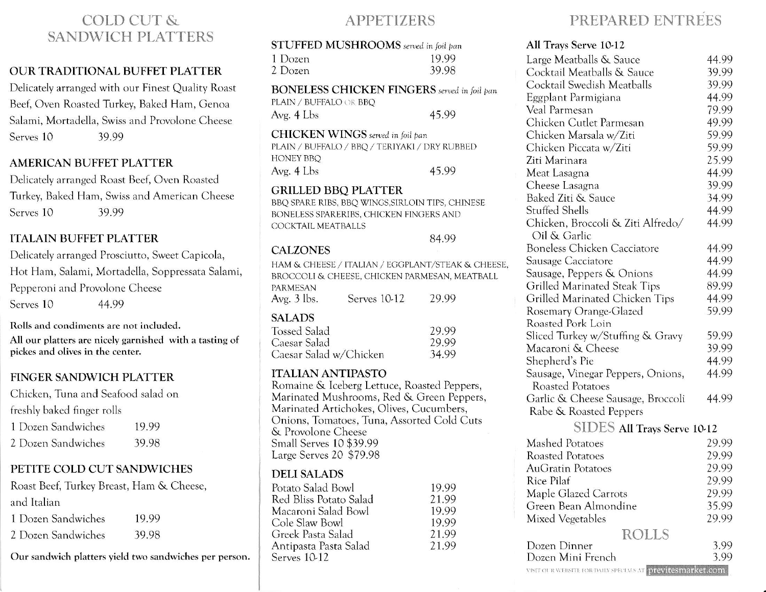# COLD CUT & SANDWICH PLATTERS

### OUR TRADITIONAL BUFFET PLATTER

Delicately arranged with our Finest Quality Roast Beef, Oven Roasted Turkey, Baked Ham, Genoa Salami, Mortadella, Swiss and Provolone Cheese

Serves 10 39.99

### AMERICAN BUFFET PLATTER

Delicately arranged Roast Beef, Oven Roasted Turkey, Baked Ham, Swiss and American Cheese

Serves 10 39.99

### ITALAIN BUFFET PLATTER

Delicately arranged Prosciutto, Sweet Capicola, Hot Ham, Salami, Mortadella, Soppressata Salami, Pepperoni and Provolone Cheese

Serves 10 44.99

**Rolls and condiments are not included.**

**All our platters are nicely garnished with a tasting of pickes and olives in the center.**

### FINGER SANDWICH PLATTER

Chicken, Tuna and Seafood salad on freshly baked finger rolls

| | |
|---|---|
| 1 Dozen Sandwiches | 19.99 |
| 2 Dozen Sandwiches | 39.98 |

### PETITE COLD CUT SANDWICHES

Roast Beef, Turkey Breast, Ham & Cheese, and Italian

| | |
|---|---|
| 1 Dozen Sandwiches | 19.99 |
| 2 Dozen Sandwiches | 39.98 |

**Our sandwich platters yield two sandwiches per person.**

# APPETIZERS

### STUFFED MUSHROOMS *served in foil pan*

| | |
|---|---|
| 1 Dozen | 19.99 |
| 2 Dozen | 39.98 |

### BONELESS CHICKEN FINGERS *served in foil pan*

PLAIN / BUFFALO OR BBQ

Avg. 4 Lbs 45.99

### CHICKEN WINGS *served in foil pan*

PLAIN / BUFFALO / BBQ / TERIYAKI / DRY RUBBED HONEY BBQ

Avg. 4 Lbs 45.99

### GRILLED BBQ PLATTER

BBQ SPARE RIBS, BBQ WINGS,SIRLOIN TIPS, CHINESE BONELESS SPARERIBS, CHICKEN FINGERS AND COCKTAIL MEATBALLS

84.99

### CALZONES

HAM & CHEESE / ITALIAN / EGGPLANT/STEAK & CHEESE, BROCCOLI & CHEESE, CHICKEN PARMESAN, MEATBALL PARMESAN

Avg. 3 lbs. Serves 10-12 29.99

### SALADS

| | |
|---|---|
| Tossed Salad | 29.99 |
| Caesar Salad | 29.99 |
| Caesar Salad w/Chicken | 34.99 |

### ITALIAN ANTIPASTO

Romaine & Iceberg Lettuce, Roasted Peppers, Marinated Mushrooms, Red & Green Peppers, Marinated Artichokes, Olives, Cucumbers, Onions, Tomatoes, Tuna, Assorted Cold Cuts & Provolone Cheese

Small Serves 10 $39.99

Large Serves 20 $79.98

### DELI SALADS

| | |
|---|---|
| Potato Salad Bowl | 19.99 |
| Red Bliss Potato Salad | 21.99 |
| Macaroni Salad Bowl | 19.99 |
| Cole Slaw Bowl | 19.99 |
| Greek Pasta Salad | 21.99 |
| Antipasta Pasta Salad | 21.99 |

Serves 10-12

# PREPARED ENTREES

**All Trays Serve 10-12**

| | |
|---|---|
| Large Meatballs & Sauce | 44.99 |
| Cocktail Meatballs & Sauce | 39.99 |
| Cocktail Swedish Meatballs | 39.99 |
| Eggplant Parmigiana | 44.99 |
| Veal Parmesan | 79.99 |
| Chicken Cutlet Parmesan | 49.99 |
| Chicken Marsala w/Ziti | 59.99 |
| Chicken Piccata w/Ziti | 59.99 |
| Ziti Marinara | 25.99 |
| Meat Lasagna | 44.99 |
| Cheese Lasagna | 39.99 |
| Baked Ziti & Sauce | 34.99 |
| Stuffed Shells | 44.99 |
| Chicken, Broccoli & Ziti Alfredo/ Oil & Garlic | 44.99 |
| Boneless Chicken Cacciatore | 44.99 |
| Sausage Cacciatore | 44.99 |
| Sausage, Peppers & Onions | 44.99 |
| Grilled Marinated Steak Tips | 89.99 |
| Grilled Marinated Chicken Tips | 44.99 |
| Rosemary Orange-Glazed Roasted Pork Loin | 59.99 |
| Sliced Turkey w/Stuffing & Gravy | 59.99 |
| Macaroni & Cheese | 39.99 |
| Shepherd's Pie | 44.99 |
| Sausage, Vinegar Peppers, Onions, Roasted Potatoes | 44.99 |
| Garlic & Cheese Sausage, Broccoli Rabe & Roasted Peppers | 44.99 |

## SIDES All Trays Serve 10-12

| | |
|---|---|
| Mashed Potatoes | 29.99 |
| Roasted Potatoes | 29.99 |
| AuGratin Potatoes | 29.99 |
| Rice Pilaf | 29.99 |
| Maple Glazed Carrots | 29.99 |
| Green Bean Almondine | 35.99 |
| Mixed Vegetables | 29.99 |

## ROLLS

| | |
|---|---|
| Dozen Dinner | 3.99 |
| Dozen Mini French | 3.99 |

VISIT OUR WEBSITE FOR DAILY SPECIALS AT previtesmarket.com